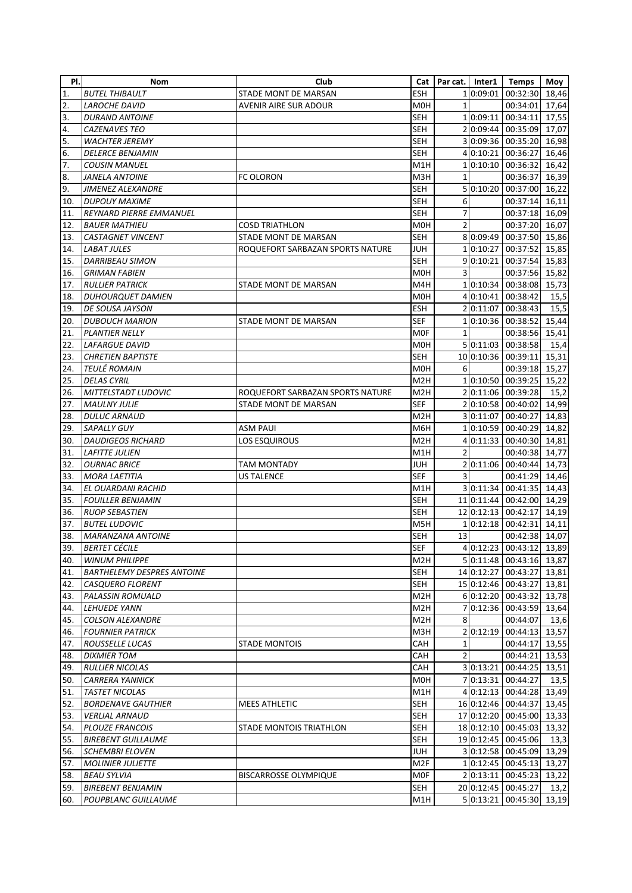| Pl. | Nom | Club | Cat | Par cat. | Inter1 | Temps | Moy |
|---|---|---|---|---|---|---|---|
| 1. | *BUTEL THIBAULT* | STADE MONT DE MARSAN | ESH | 1 | 0:09:01 | 00:32:30 | 18,46 |
| 2. | *LAROCHE DAVID* | AVENIR AIRE SUR ADOUR | M0H | 1 | | 00:34:01 | 17,64 |
| 3. | *DURAND ANTOINE* | | SEH | 1 | 0:09:11 | 00:34:11 | 17,55 |
| 4. | *CAZENAVES TEO* | | SEH | 2 | 0:09:44 | 00:35:09 | 17,07 |
| 5. | *WACHTER JEREMY* | | SEH | 3 | 0:09:36 | 00:35:20 | 16,98 |
| 6. | *DELERCE BENJAMIN* | | SEH | 4 | 0:10:21 | 00:36:27 | 16,46 |
| 7. | *COUSIN MANUEL* | | M1H | 1 | 0:10:10 | 00:36:32 | 16,42 |
| 8. | *JANELA ANTOINE* | FC OLORON | M3H | 1 | | 00:36:37 | 16,39 |
| 9. | *JIMENEZ ALEXANDRE* | | SEH | 5 | 0:10:20 | 00:37:00 | 16,22 |
| 10. | *DUPOUY MAXIME* | | SEH | 6 | | 00:37:14 | 16,11 |
| 11. | *REYNARD PIERRE EMMANUEL* | | SEH | 7 | | 00:37:18 | 16,09 |
| 12. | *BAUER MATHIEU* | COSD TRIATHLON | M0H | 2 | | 00:37:20 | 16,07 |
| 13. | *CASTAGNET VINCENT* | STADE MONT DE MARSAN | SEH | 8 | 0:09:49 | 00:37:50 | 15,86 |
| 14. | *LABAT JULES* | ROQUEFORT SARBAZAN SPORTS NATURE | JUH | 1 | 0:10:27 | 00:37:52 | 15,85 |
| 15. | *DARRIBEAU SIMON* | | SEH | 9 | 0:10:21 | 00:37:54 | 15,83 |
| 16. | *GRIMAN FABIEN* | | M0H | 3 | | 00:37:56 | 15,82 |
| 17. | *RULLIER PATRICK* | STADE MONT DE MARSAN | M4H | 1 | 0:10:34 | 00:38:08 | 15,73 |
| 18. | *DUHOURQUET DAMIEN* | | M0H | 4 | 0:10:41 | 00:38:42 | 15,5 |
| 19. | *DE SOUSA JAYSON* | | ESH | 2 | 0:11:07 | 00:38:43 | 15,5 |
| 20. | *DUBOUCH MARION* | STADE MONT DE MARSAN | SEF | 1 | 0:10:36 | 00:38:52 | 15,44 |
| 21. | *PLANTIER NELLY* | | M0F | 1 | | 00:38:56 | 15,41 |
| 22. | *LAFARGUE DAVID* | | M0H | 5 | 0:11:03 | 00:38:58 | 15,4 |
| 23. | *CHRETIEN BAPTISTE* | | SEH | 10 | 0:10:36 | 00:39:11 | 15,31 |
| 24. | *TEULÉ ROMAIN* | | M0H | 6 | | 00:39:18 | 15,27 |
| 25. | *DELAS CYRIL* | | M2H | 1 | 0:10:50 | 00:39:25 | 15,22 |
| 26. | *MITTELSTADT LUDOVIC* | ROQUEFORT SARBAZAN SPORTS NATURE | M2H | 2 | 0:11:06 | 00:39:28 | 15,2 |
| 27. | *MAULNY JULIE* | STADE MONT DE MARSAN | SEF | 2 | 0:10:58 | 00:40:02 | 14,99 |
| 28. | *DULUC ARNAUD* | | M2H | 3 | 0:11:07 | 00:40:27 | 14,83 |
| 29. | *SAPALLY GUY* | ASM PAUI | M6H | 1 | 0:10:59 | 00:40:29 | 14,82 |
| 30. | *DAUDIGEOS RICHARD* | LOS ESQUIROUS | M2H | 4 | 0:11:33 | 00:40:30 | 14,81 |
| 31. | *LAFITTE JULIEN* | | M1H | 2 | | 00:40:38 | 14,77 |
| 32. | *OURNAC BRICE* | TAM MONTADY | JUH | 2 | 0:11:06 | 00:40:44 | 14,73 |
| 33. | *MORA LAETITIA* | US TALENCE | SEF | 3 | | 00:41:29 | 14,46 |
| 34. | *EL OUARDANI RACHID* | | M1H | 3 | 0:11:34 | 00:41:35 | 14,43 |
| 35. | *FOUILLER BENJAMIN* | | SEH | 11 | 0:11:44 | 00:42:00 | 14,29 |
| 36. | *RUOP SEBASTIEN* | | SEH | 12 | 0:12:13 | 00:42:17 | 14,19 |
| 37. | *BUTEL LUDOVIC* | | M5H | 1 | 0:12:18 | 00:42:31 | 14,11 |
| 38. | *MARANZANA ANTOINE* | | SEH | 13 | | 00:42:38 | 14,07 |
| 39. | *BERTET CÉCILE* | | SEF | 4 | 0:12:23 | 00:43:12 | 13,89 |
| 40. | *WINUM PHILIPPE* | | M2H | 5 | 0:11:48 | 00:43:16 | 13,87 |
| 41. | *BARTHELEMY DESPRES ANTOINE* | | SEH | 14 | 0:12:27 | 00:43:27 | 13,81 |
| 42. | *CASQUERO FLORENT* | | SEH | 15 | 0:12:46 | 00:43:27 | 13,81 |
| 43. | *PALASSIN ROMUALD* | | M2H | 6 | 0:12:20 | 00:43:32 | 13,78 |
| 44. | *LEHUEDE YANN* | | M2H | 7 | 0:12:36 | 00:43:59 | 13,64 |
| 45. | *COLSON ALEXANDRE* | | M2H | 8 | | 00:44:07 | 13,6 |
| 46. | *FOURNIER PATRICK* | | M3H | 2 | 0:12:19 | 00:44:13 | 13,57 |
| 47. | *ROUSSELLE LUCAS* | STADE MONTOIS | CAH | 1 | | 00:44:17 | 13,55 |
| 48. | *DIXMIER TOM* | | CAH | 2 | | 00:44:21 | 13,53 |
| 49. | *RULLIER NICOLAS* | | CAH | 3 | 0:13:21 | 00:44:25 | 13,51 |
| 50. | *CARRERA YANNICK* | | M0H | 7 | 0:13:31 | 00:44:27 | 13,5 |
| 51. | *TASTET NICOLAS* | | M1H | 4 | 0:12:13 | 00:44:28 | 13,49 |
| 52. | *BORDENAVE GAUTHIER* | MEES ATHLETIC | SEH | 16 | 0:12:46 | 00:44:37 | 13,45 |
| 53. | *VERLIAL ARNAUD* | | SEH | 17 | 0:12:20 | 00:45:00 | 13,33 |
| 54. | *PLOUZE FRANCOIS* | STADE MONTOIS TRIATHLON | SEH | 18 | 0:12:10 | 00:45:03 | 13,32 |
| 55. | *BIREBENT GUILLAUME* | | SEH | 19 | 0:12:45 | 00:45:06 | 13,3 |
| 56. | *SCHEMBRI ELOVEN* | | JUH | 3 | 0:12:58 | 00:45:09 | 13,29 |
| 57. | *MOLINIER JULIETTE* | | M2F | 1 | 0:12:45 | 00:45:13 | 13,27 |
| 58. | *BEAU SYLVIA* | BISCARROSSE OLYMPIQUE | M0F | 2 | 0:13:11 | 00:45:23 | 13,22 |
| 59. | *BIREBENT BENJAMIN* | | SEH | 20 | 0:12:45 | 00:45:27 | 13,2 |
| 60. | *POUPBLANC GUILLAUME* | | M1H | 5 | 0:13:21 | 00:45:30 | 13,19 |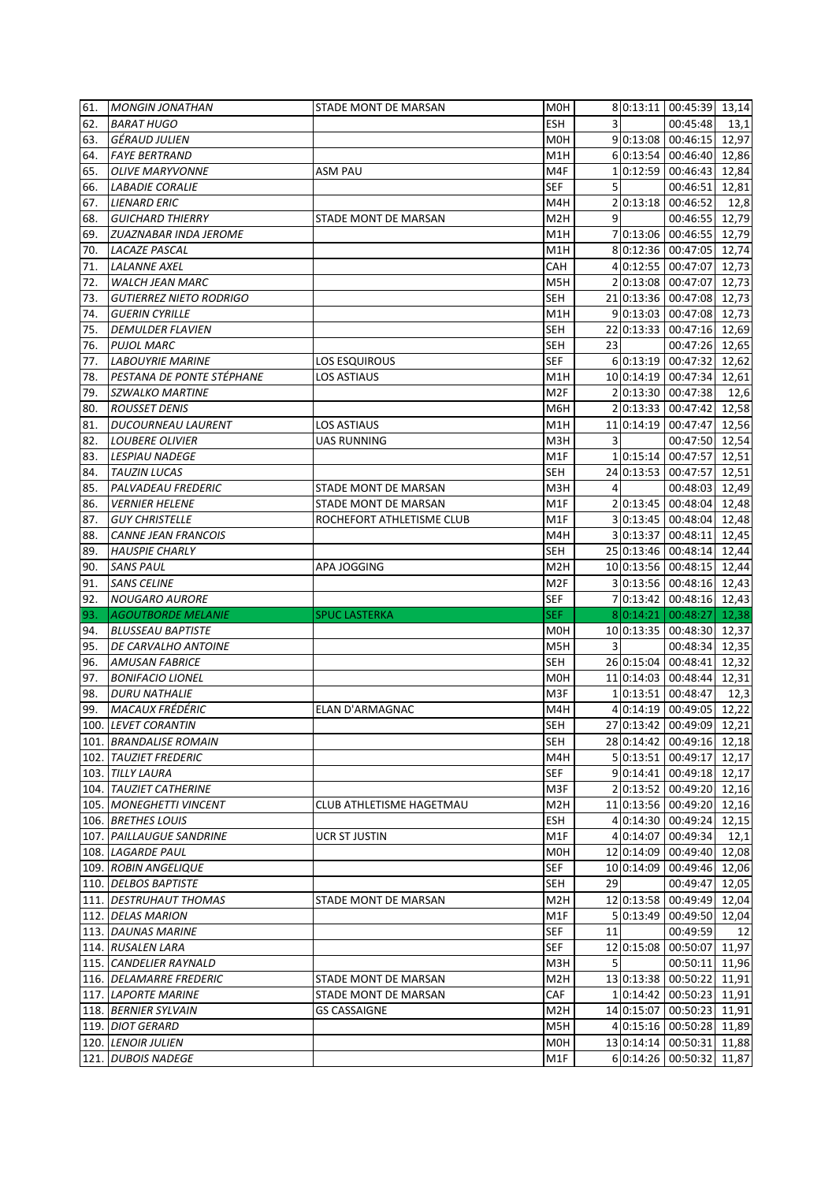| | | | | | | | |
|---|---|---|---|---|---|---|---|
| 61. | *MONGIN JONATHAN* | STADE MONT DE MARSAN | M0H | 8 | 0:13:11 | 00:45:39 | 13,14 |
| 62. | *BARAT HUGO* | | ESH | 3 | | 00:45:48 | 13,1 |
| 63. | *GÉRAUD JULIEN* | | M0H | 9 | 0:13:08 | 00:46:15 | 12,97 |
| 64. | *FAYE BERTRAND* | | M1H | 6 | 0:13:54 | 00:46:40 | 12,86 |
| 65. | *OLIVE MARYVONNE* | ASM PAU | M4F | 1 | 0:12:59 | 00:46:43 | 12,84 |
| 66. | *LABADIE CORALIE* | | SEF | 5 | | 00:46:51 | 12,81 |
| 67. | *LIENARD ERIC* | | M4H | 2 | 0:13:18 | 00:46:52 | 12,8 |
| 68. | *GUICHARD THIERRY* | STADE MONT DE MARSAN | M2H | 9 | | 00:46:55 | 12,79 |
| 69. | *ZUAZNABAR INDA JEROME* | | M1H | 7 | 0:13:06 | 00:46:55 | 12,79 |
| 70. | *LACAZE PASCAL* | | M1H | 8 | 0:12:36 | 00:47:05 | 12,74 |
| 71. | *LALANNE AXEL* | | CAH | 4 | 0:12:55 | 00:47:07 | 12,73 |
| 72. | *WALCH JEAN MARC* | | M5H | 2 | 0:13:08 | 00:47:07 | 12,73 |
| 73. | *GUTIERREZ NIETO RODRIGO* | | SEH | 21 | 0:13:36 | 00:47:08 | 12,73 |
| 74. | *GUERIN CYRILLE* | | M1H | 9 | 0:13:03 | 00:47:08 | 12,73 |
| 75. | *DEMULDER FLAVIEN* | | SEH | 22 | 0:13:33 | 00:47:16 | 12,69 |
| 76. | *PUJOL MARC* | | SEH | 23 | | 00:47:26 | 12,65 |
| 77. | *LABOUYRIE MARINE* | LOS ESQUIROUS | SEF | 6 | 0:13:19 | 00:47:32 | 12,62 |
| 78. | *PESTANA DE PONTE STÉPHANE* | LOS ASTIAUS | M1H | 10 | 0:14:19 | 00:47:34 | 12,61 |
| 79. | *SZWALKO MARTINE* | | M2F | 2 | 0:13:30 | 00:47:38 | 12,6 |
| 80. | *ROUSSET DENIS* | | M6H | 2 | 0:13:33 | 00:47:42 | 12,58 |
| 81. | *DUCOURNEAU LAURENT* | LOS ASTIAUS | M1H | 11 | 0:14:19 | 00:47:47 | 12,56 |
| 82. | *LOUBERE OLIVIER* | UAS RUNNING | M3H | 3 | | 00:47:50 | 12,54 |
| 83. | *LESPIAU NADEGE* | | M1F | 1 | 0:15:14 | 00:47:57 | 12,51 |
| 84. | *TAUZIN LUCAS* | | SEH | 24 | 0:13:53 | 00:47:57 | 12,51 |
| 85. | *PALVADEAU FREDERIC* | STADE MONT DE MARSAN | M3H | 4 | | 00:48:03 | 12,49 |
| 86. | *VERNIER HELENE* | STADE MONT DE MARSAN | M1F | 2 | 0:13:45 | 00:48:04 | 12,48 |
| 87. | *GUY CHRISTELLE* | ROCHEFORT ATHLETISME CLUB | M1F | 3 | 0:13:45 | 00:48:04 | 12,48 |
| 88. | *CANNE JEAN FRANCOIS* | | M4H | 3 | 0:13:37 | 00:48:11 | 12,45 |
| 89. | *HAUSPIE CHARLY* | | SEH | 25 | 0:13:46 | 00:48:14 | 12,44 |
| 90. | *SANS PAUL* | APA JOGGING | M2H | 10 | 0:13:56 | 00:48:15 | 12,44 |
| 91. | *SANS CELINE* | | M2F | 3 | 0:13:56 | 00:48:16 | 12,43 |
| 92. | *NOUGARO AURORE* | | SEF | 7 | 0:13:42 | 00:48:16 | 12,43 |
| 93. | *AGOUTBORDE MELANIE* | SPUC LASTERKA | SEF | 8 | 0:14:21 | 00:48:27 | 12,38 |
| 94. | *BLUSSEAU BAPTISTE* | | M0H | 10 | 0:13:35 | 00:48:30 | 12,37 |
| 95. | *DE CARVALHO ANTOINE* | | M5H | 3 | | 00:48:34 | 12,35 |
| 96. | *AMUSAN FABRICE* | | SEH | 26 | 0:15:04 | 00:48:41 | 12,32 |
| 97. | *BONIFACIO LIONEL* | | M0H | 11 | 0:14:03 | 00:48:44 | 12,31 |
| 98. | *DURU NATHALIE* | | M3F | 1 | 0:13:51 | 00:48:47 | 12,3 |
| 99. | *MACAUX FRÉDÉRIC* | ELAN D'ARMAGNAC | M4H | 4 | 0:14:19 | 00:49:05 | 12,22 |
| 100. | *LEVET CORANTIN* | | SEH | 27 | 0:13:42 | 00:49:09 | 12,21 |
| 101. | *BRANDALISE ROMAIN* | | SEH | 28 | 0:14:42 | 00:49:16 | 12,18 |
| 102. | *TAUZIET FREDERIC* | | M4H | 5 | 0:13:51 | 00:49:17 | 12,17 |
| 103. | *TILLY LAURA* | | SEF | 9 | 0:14:41 | 00:49:18 | 12,17 |
| 104. | *TAUZIET CATHERINE* | | M3F | 2 | 0:13:52 | 00:49:20 | 12,16 |
| 105. | *MONEGHETTI VINCENT* | CLUB ATHLETISME HAGETMAU | M2H | 11 | 0:13:56 | 00:49:20 | 12,16 |
| 106. | *BRETHES LOUIS* | | ESH | 4 | 0:14:30 | 00:49:24 | 12,15 |
| 107. | *PAILLAUGUE SANDRINE* | UCR ST JUSTIN | M1F | 4 | 0:14:07 | 00:49:34 | 12,1 |
| 108. | *LAGARDE PAUL* | | M0H | 12 | 0:14:09 | 00:49:40 | 12,08 |
| 109. | *ROBIN ANGELIQUE* | | SEF | 10 | 0:14:09 | 00:49:46 | 12,06 |
| 110. | *DELBOS BAPTISTE* | | SEH | 29 | | 00:49:47 | 12,05 |
| 111. | *DESTRUHAUT THOMAS* | STADE MONT DE MARSAN | M2H | 12 | 0:13:58 | 00:49:49 | 12,04 |
| 112. | *DELAS MARION* | | M1F | 5 | 0:13:49 | 00:49:50 | 12,04 |
| 113. | *DAUNAS MARINE* | | SEF | 11 | | 00:49:59 | 12 |
| 114. | *RUSALEN LARA* | | SEF | 12 | 0:15:08 | 00:50:07 | 11,97 |
| 115. | *CANDELIER RAYNALD* | | M3H | 5 | | 00:50:11 | 11,96 |
| 116. | *DELAMARRE FREDERIC* | STADE MONT DE MARSAN | M2H | 13 | 0:13:38 | 00:50:22 | 11,91 |
| 117. | *LAPORTE MARINE* | STADE MONT DE MARSAN | CAF | 1 | 0:14:42 | 00:50:23 | 11,91 |
| 118. | *BERNIER SYLVAIN* | GS CASSAIGNE | M2H | 14 | 0:15:07 | 00:50:23 | 11,91 |
| 119. | *DIOT GERARD* | | M5H | 4 | 0:15:16 | 00:50:28 | 11,89 |
| 120. | *LENOIR JULIEN* | | M0H | 13 | 0:14:14 | 00:50:31 | 11,88 |
| 121. | *DUBOIS NADEGE* | | M1F | 6 | 0:14:26 | 00:50:32 | 11,87 |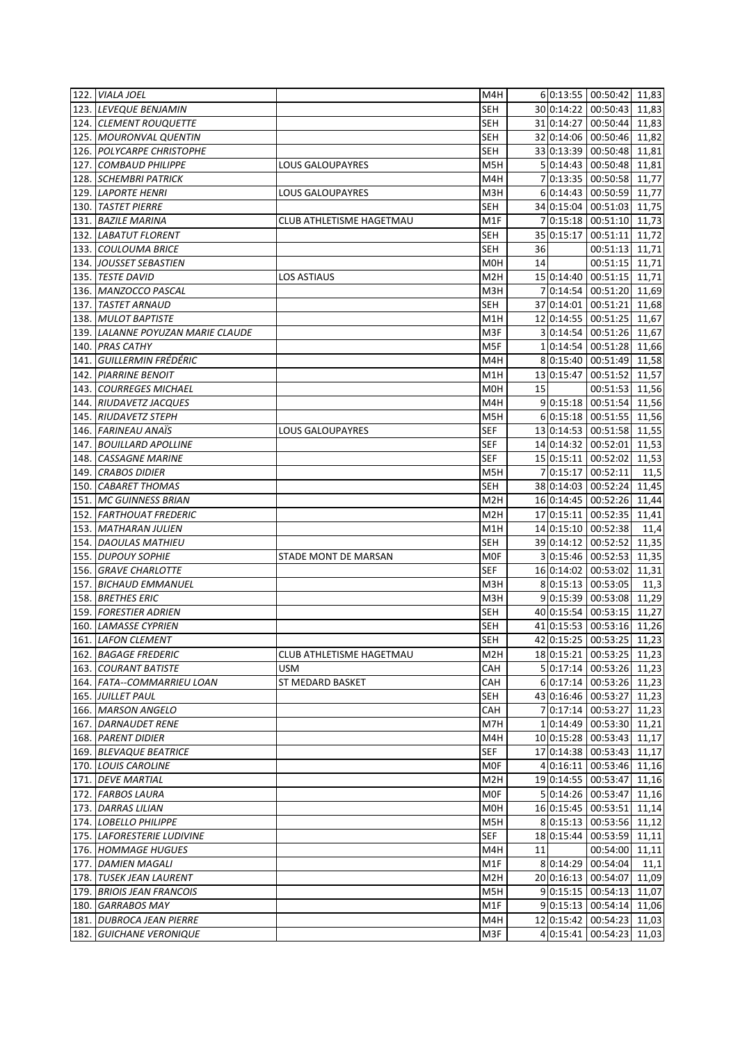| | | | | | | | |
|---|---|---|---|---|---|---|---|
| 122. | *VIALA JOEL* | | M4H | 6 | 0:13:55 | 00:50:42 | 11,83 |
| 123. | *LEVEQUE BENJAMIN* | | SEH | 30 | 0:14:22 | 00:50:43 | 11,83 |
| 124. | *CLEMENT ROUQUETTE* | | SEH | 31 | 0:14:27 | 00:50:44 | 11,83 |
| 125. | *MOURONVAL QUENTIN* | | SEH | 32 | 0:14:06 | 00:50:46 | 11,82 |
| 126. | *POLYCARPE CHRISTOPHE* | | SEH | 33 | 0:13:39 | 00:50:48 | 11,81 |
| 127. | *COMBAUD PHILIPPE* | LOUS GALOUPAYRES | M5H | 5 | 0:14:43 | 00:50:48 | 11,81 |
| 128. | *SCHEMBRI PATRICK* | | M4H | 7 | 0:13:35 | 00:50:58 | 11,77 |
| 129. | *LAPORTE HENRI* | LOUS GALOUPAYRES | M3H | 6 | 0:14:43 | 00:50:59 | 11,77 |
| 130. | *TASTET PIERRE* | | SEH | 34 | 0:15:04 | 00:51:03 | 11,75 |
| 131. | *BAZILE MARINA* | CLUB ATHLETISME HAGETMAU | M1F | 7 | 0:15:18 | 00:51:10 | 11,73 |
| 132. | *LABATUT FLORENT* | | SEH | 35 | 0:15:17 | 00:51:11 | 11,72 |
| 133. | *COULOUMA BRICE* | | SEH | 36 | | 00:51:13 | 11,71 |
| 134. | *JOUSSET SEBASTIEN* | | M0H | 14 | | 00:51:15 | 11,71 |
| 135. | *TESTE DAVID* | LOS ASTIAUS | M2H | 15 | 0:14:40 | 00:51:15 | 11,71 |
| 136. | *MANZOCCO PASCAL* | | M3H | 7 | 0:14:54 | 00:51:20 | 11,69 |
| 137. | *TASTET ARNAUD* | | SEH | 37 | 0:14:01 | 00:51:21 | 11,68 |
| 138. | *MULOT BAPTISTE* | | M1H | 12 | 0:14:55 | 00:51:25 | 11,67 |
| 139. | *LALANNE POYUZAN MARIE CLAUDE* | | M3F | 3 | 0:14:54 | 00:51:26 | 11,67 |
| 140. | *PRAS CATHY* | | M5F | 1 | 0:14:54 | 00:51:28 | 11,66 |
| 141. | *GUILLERMIN FRÉDÉRIC* | | M4H | 8 | 0:15:40 | 00:51:49 | 11,58 |
| 142. | *PIARRINE BENOIT* | | M1H | 13 | 0:15:47 | 00:51:52 | 11,57 |
| 143. | *COURREGES MICHAEL* | | M0H | 15 | | 00:51:53 | 11,56 |
| 144. | *RIUDAVETZ JACQUES* | | M4H | 9 | 0:15:18 | 00:51:54 | 11,56 |
| 145. | *RIUDAVETZ STEPH* | | M5H | 6 | 0:15:18 | 00:51:55 | 11,56 |
| 146. | *FARINEAU ANAÏS* | LOUS GALOUPAYRES | SEF | 13 | 0:14:53 | 00:51:58 | 11,55 |
| 147. | *BOUILLARD APOLLINE* | | SEF | 14 | 0:14:32 | 00:52:01 | 11,53 |
| 148. | *CASSAGNE MARINE* | | SEF | 15 | 0:15:11 | 00:52:02 | 11,53 |
| 149. | *CRABOS DIDIER* | | M5H | 7 | 0:15:17 | 00:52:11 | 11,5 |
| 150. | *CABARET THOMAS* | | SEH | 38 | 0:14:03 | 00:52:24 | 11,45 |
| 151. | *MC GUINNESS BRIAN* | | M2H | 16 | 0:14:45 | 00:52:26 | 11,44 |
| 152. | *FARTHOUAT FREDERIC* | | M2H | 17 | 0:15:11 | 00:52:35 | 11,41 |
| 153. | *MATHARAN JULIEN* | | M1H | 14 | 0:15:10 | 00:52:38 | 11,4 |
| 154. | *DAOULAS MATHIEU* | | SEH | 39 | 0:14:12 | 00:52:52 | 11,35 |
| 155. | *DUPOUY SOPHIE* | STADE MONT DE MARSAN | M0F | 3 | 0:15:46 | 00:52:53 | 11,35 |
| 156. | *GRAVE CHARLOTTE* | | SEF | 16 | 0:14:02 | 00:53:02 | 11,31 |
| 157. | *BICHAUD EMMANUEL* | | M3H | 8 | 0:15:13 | 00:53:05 | 11,3 |
| 158. | *BRETHES ERIC* | | M3H | 9 | 0:15:39 | 00:53:08 | 11,29 |
| 159. | *FORESTIER ADRIEN* | | SEH | 40 | 0:15:54 | 00:53:15 | 11,27 |
| 160. | *LAMASSE CYPRIEN* | | SEH | 41 | 0:15:53 | 00:53:16 | 11,26 |
| 161. | *LAFON CLEMENT* | | SEH | 42 | 0:15:25 | 00:53:25 | 11,23 |
| 162. | *BAGAGE FREDERIC* | CLUB ATHLETISME HAGETMAU | M2H | 18 | 0:15:21 | 00:53:25 | 11,23 |
| 163. | *COURANT BATISTE* | USM | CAH | 5 | 0:17:14 | 00:53:26 | 11,23 |
| 164. | *FATA--COMMARRIEU LOAN* | ST MEDARD BASKET | CAH | 6 | 0:17:14 | 00:53:26 | 11,23 |
| 165. | *JUILLET PAUL* | | SEH | 43 | 0:16:46 | 00:53:27 | 11,23 |
| 166. | *MARSON ANGELO* | | CAH | 7 | 0:17:14 | 00:53:27 | 11,23 |
| 167. | *DARNAUDET RENE* | | M7H | 1 | 0:14:49 | 00:53:30 | 11,21 |
| 168. | *PARENT DIDIER* | | M4H | 10 | 0:15:28 | 00:53:43 | 11,17 |
| 169. | *BLEVAQUE BEATRICE* | | SEF | 17 | 0:14:38 | 00:53:43 | 11,17 |
| 170. | *LOUIS CAROLINE* | | M0F | 4 | 0:16:11 | 00:53:46 | 11,16 |
| 171. | *DEVE MARTIAL* | | M2H | 19 | 0:14:55 | 00:53:47 | 11,16 |
| 172. | *FARBOS LAURA* | | M0F | 5 | 0:14:26 | 00:53:47 | 11,16 |
| 173. | *DARRAS LILIAN* | | M0H | 16 | 0:15:45 | 00:53:51 | 11,14 |
| 174. | *LOBELLO PHILIPPE* | | M5H | 8 | 0:15:13 | 00:53:56 | 11,12 |
| 175. | *LAFORESTERIE LUDIVINE* | | SEF | 18 | 0:15:44 | 00:53:59 | 11,11 |
| 176. | *HOMMAGE HUGUES* | | M4H | 11 | | 00:54:00 | 11,11 |
| 177. | *DAMIEN MAGALI* | | M1F | 8 | 0:14:29 | 00:54:04 | 11,1 |
| 178. | *TUSEK JEAN LAURENT* | | M2H | 20 | 0:16:13 | 00:54:07 | 11,09 |
| 179. | *BRIOIS JEAN FRANCOIS* | | M5H | 9 | 0:15:15 | 00:54:13 | 11,07 |
| 180. | *GARRABOS MAY* | | M1F | 9 | 0:15:13 | 00:54:14 | 11,06 |
| 181. | *DUBROCA JEAN PIERRE* | | M4H | 12 | 0:15:42 | 00:54:23 | 11,03 |
| 182. | *GUICHANE VERONIQUE* | | M3F | 4 | 0:15:41 | 00:54:23 | 11,03 |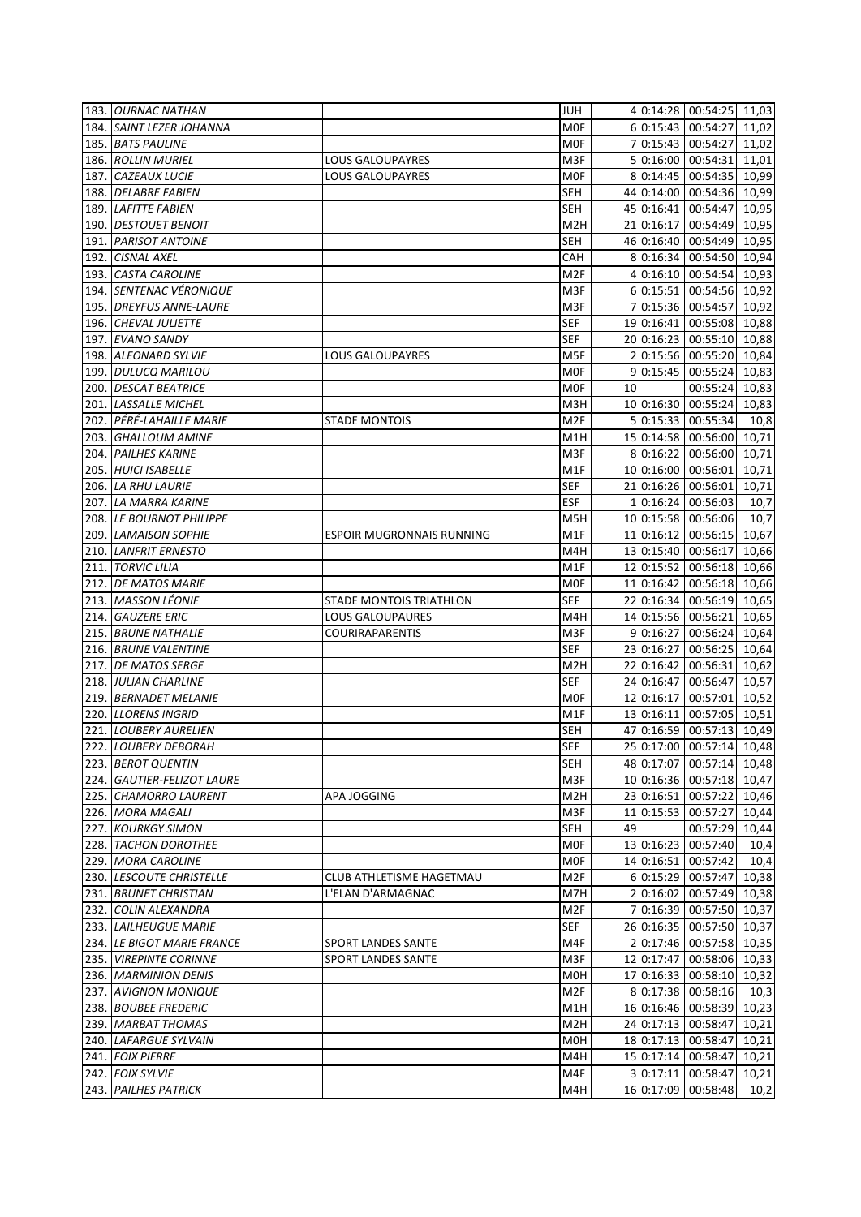| | | | | | | | |
|---|---|---|---|---|---|---|---|
| 183. | *OURNAC NATHAN* | | JUH | 4 | 0:14:28 | 00:54:25 | 11,03 |
| 184. | *SAINT LEZER JOHANNA* | | M0F | 6 | 0:15:43 | 00:54:27 | 11,02 |
| 185. | *BATS PAULINE* | | M0F | 7 | 0:15:43 | 00:54:27 | 11,02 |
| 186. | *ROLLIN MURIEL* | LOUS GALOUPAYRES | M3F | 5 | 0:16:00 | 00:54:31 | 11,01 |
| 187. | *CAZEAUX LUCIE* | LOUS GALOUPAYRES | M0F | 8 | 0:14:45 | 00:54:35 | 10,99 |
| 188. | *DELABRE FABIEN* | | SEH | 44 | 0:14:00 | 00:54:36 | 10,99 |
| 189. | *LAFITTE FABIEN* | | SEH | 45 | 0:16:41 | 00:54:47 | 10,95 |
| 190. | *DESTOUET BENOIT* | | M2H | 21 | 0:16:17 | 00:54:49 | 10,95 |
| 191. | *PARISOT ANTOINE* | | SEH | 46 | 0:16:40 | 00:54:49 | 10,95 |
| 192. | *CISNAL AXEL* | | CAH | 8 | 0:16:34 | 00:54:50 | 10,94 |
| 193. | *CASTA CAROLINE* | | M2F | 4 | 0:16:10 | 00:54:54 | 10,93 |
| 194. | *SENTENAC VÉRONIQUE* | | M3F | 6 | 0:15:51 | 00:54:56 | 10,92 |
| 195. | *DREYFUS ANNE-LAURE* | | M3F | 7 | 0:15:36 | 00:54:57 | 10,92 |
| 196. | *CHEVAL JULIETTE* | | SEF | 19 | 0:16:41 | 00:55:08 | 10,88 |
| 197. | *EVANO SANDY* | | SEF | 20 | 0:16:23 | 00:55:10 | 10,88 |
| 198. | *ALEONARD SYLVIE* | LOUS GALOUPAYRES | M5F | 2 | 0:15:56 | 00:55:20 | 10,84 |
| 199. | *DULUCQ MARILOU* | | M0F | 9 | 0:15:45 | 00:55:24 | 10,83 |
| 200. | *DESCAT BEATRICE* | | M0F | 10 | | 00:55:24 | 10,83 |
| 201. | *LASSALLE MICHEL* | | M3H | 10 | 0:16:30 | 00:55:24 | 10,83 |
| 202. | *PÉRÉ-LAHAILLE MARIE* | STADE MONTOIS | M2F | 5 | 0:15:33 | 00:55:34 | 10,8 |
| 203. | *GHALLOUM AMINE* | | M1H | 15 | 0:14:58 | 00:56:00 | 10,71 |
| 204. | *PAILHES KARINE* | | M3F | 8 | 0:16:22 | 00:56:00 | 10,71 |
| 205. | *HUICI ISABELLE* | | M1F | 10 | 0:16:00 | 00:56:01 | 10,71 |
| 206. | *LA RHU LAURIE* | | SEF | 21 | 0:16:26 | 00:56:01 | 10,71 |
| 207. | *LA MARRA KARINE* | | ESF | 1 | 0:16:24 | 00:56:03 | 10,7 |
| 208. | *LE BOURNOT PHILIPPE* | | M5H | 10 | 0:15:58 | 00:56:06 | 10,7 |
| 209. | *LAMAISON SOPHIE* | ESPOIR MUGRONNAIS RUNNING | M1F | 11 | 0:16:12 | 00:56:15 | 10,67 |
| 210. | *LANFRIT ERNESTO* | | M4H | 13 | 0:15:40 | 00:56:17 | 10,66 |
| 211. | *TORVIC LILIA* | | M1F | 12 | 0:15:52 | 00:56:18 | 10,66 |
| 212. | *DE MATOS MARIE* | | M0F | 11 | 0:16:42 | 00:56:18 | 10,66 |
| 213. | *MASSON LÉONIE* | STADE MONTOIS TRIATHLON | SEF | 22 | 0:16:34 | 00:56:19 | 10,65 |
| 214. | *GAUZERE ERIC* | LOUS GALOUPAURES | M4H | 14 | 0:15:56 | 00:56:21 | 10,65 |
| 215. | *BRUNE NATHALIE* | COURIRAPARENTIS | M3F | 9 | 0:16:27 | 00:56:24 | 10,64 |
| 216. | *BRUNE VALENTINE* | | SEF | 23 | 0:16:27 | 00:56:25 | 10,64 |
| 217. | *DE MATOS SERGE* | | M2H | 22 | 0:16:42 | 00:56:31 | 10,62 |
| 218. | *JULIAN CHARLINE* | | SEF | 24 | 0:16:47 | 00:56:47 | 10,57 |
| 219. | *BERNADET MELANIE* | | M0F | 12 | 0:16:17 | 00:57:01 | 10,52 |
| 220. | *LLORENS INGRID* | | M1F | 13 | 0:16:11 | 00:57:05 | 10,51 |
| 221. | *LOUBERY AURELIEN* | | SEH | 47 | 0:16:59 | 00:57:13 | 10,49 |
| 222. | *LOUBERY DEBORAH* | | SEF | 25 | 0:17:00 | 00:57:14 | 10,48 |
| 223. | *BEROT QUENTIN* | | SEH | 48 | 0:17:07 | 00:57:14 | 10,48 |
| 224. | *GAUTIER-FELIZOT LAURE* | | M3F | 10 | 0:16:36 | 00:57:18 | 10,47 |
| 225. | *CHAMORRO LAURENT* | APA JOGGING | M2H | 23 | 0:16:51 | 00:57:22 | 10,46 |
| 226. | *MORA MAGALI* | | M3F | 11 | 0:15:53 | 00:57:27 | 10,44 |
| 227. | *KOURKGY SIMON* | | SEH | 49 | | 00:57:29 | 10,44 |
| 228. | *TACHON DOROTHEE* | | M0F | 13 | 0:16:23 | 00:57:40 | 10,4 |
| 229. | *MORA CAROLINE* | | M0F | 14 | 0:16:51 | 00:57:42 | 10,4 |
| 230. | *LESCOUTE CHRISTELLE* | CLUB ATHLETISME HAGETMAU | M2F | 6 | 0:15:29 | 00:57:47 | 10,38 |
| 231. | *BRUNET CHRISTIAN* | L'ELAN D'ARMAGNAC | M7H | 2 | 0:16:02 | 00:57:49 | 10,38 |
| 232. | *COLIN ALEXANDRA* | | M2F | 7 | 0:16:39 | 00:57:50 | 10,37 |
| 233. | *LAILHEUGUE MARIE* | | SEF | 26 | 0:16:35 | 00:57:50 | 10,37 |
| 234. | *LE BIGOT MARIE FRANCE* | SPORT LANDES SANTE | M4F | 2 | 0:17:46 | 00:57:58 | 10,35 |
| 235. | *VIREPINTE CORINNE* | SPORT LANDES SANTE | M3F | 12 | 0:17:47 | 00:58:06 | 10,33 |
| 236. | *MARMINION DENIS* | | M0H | 17 | 0:16:33 | 00:58:10 | 10,32 |
| 237. | *AVIGNON MONIQUE* | | M2F | 8 | 0:17:38 | 00:58:16 | 10,3 |
| 238. | *BOUBEE FREDERIC* | | M1H | 16 | 0:16:46 | 00:58:39 | 10,23 |
| 239. | *MARBAT THOMAS* | | M2H | 24 | 0:17:13 | 00:58:47 | 10,21 |
| 240. | *LAFARGUE SYLVAIN* | | M0H | 18 | 0:17:13 | 00:58:47 | 10,21 |
| 241. | *FOIX PIERRE* | | M4H | 15 | 0:17:14 | 00:58:47 | 10,21 |
| 242. | *FOIX SYLVIE* | | M4F | 3 | 0:17:11 | 00:58:47 | 10,21 |
| 243. | *PAILHES PATRICK* | | M4H | 16 | 0:17:09 | 00:58:48 | 10,2 |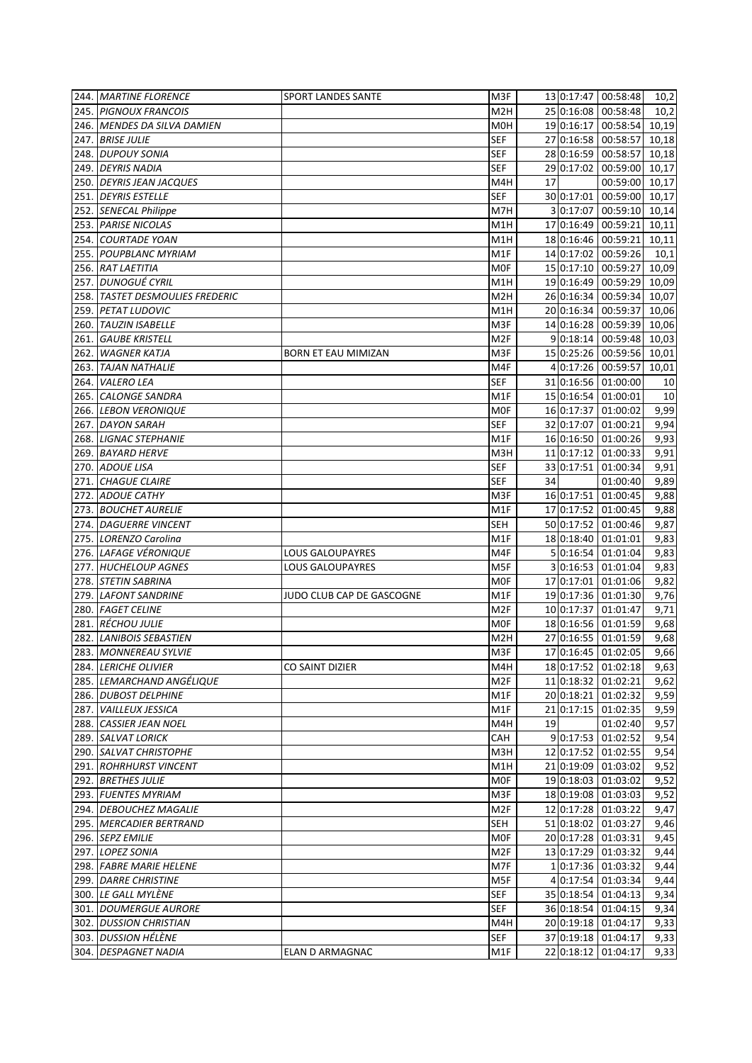| | | | | | | | |
|---|---|---|---|---|---|---|---|
| 244. | *MARTINE FLORENCE* | SPORT LANDES SANTE | M3F | 13 | 0:17:47 | 00:58:48 | 10,2 |
| 245. | *PIGNOUX FRANCOIS* | | M2H | 25 | 0:16:08 | 00:58:48 | 10,2 |
| 246. | *MENDES DA SILVA DAMIEN* | | M0H | 19 | 0:16:17 | 00:58:54 | 10,19 |
| 247. | *BRISE JULIE* | | SEF | 27 | 0:16:58 | 00:58:57 | 10,18 |
| 248. | *DUPOUY SONIA* | | SEF | 28 | 0:16:59 | 00:58:57 | 10,18 |
| 249. | *DEYRIS NADIA* | | SEF | 29 | 0:17:02 | 00:59:00 | 10,17 |
| 250. | *DEYRIS JEAN JACQUES* | | M4H | 17 | | 00:59:00 | 10,17 |
| 251. | *DEYRIS ESTELLE* | | SEF | 30 | 0:17:01 | 00:59:00 | 10,17 |
| 252. | *SENECAL Philippe* | | M7H | 3 | 0:17:07 | 00:59:10 | 10,14 |
| 253. | *PARISE NICOLAS* | | M1H | 17 | 0:16:49 | 00:59:21 | 10,11 |
| 254. | *COURTADE YOAN* | | M1H | 18 | 0:16:46 | 00:59:21 | 10,11 |
| 255. | *POUPBLANC MYRIAM* | | M1F | 14 | 0:17:02 | 00:59:26 | 10,1 |
| 256. | *RAT LAETITIA* | | M0F | 15 | 0:17:10 | 00:59:27 | 10,09 |
| 257. | *DUNOGUÉ CYRIL* | | M1H | 19 | 0:16:49 | 00:59:29 | 10,09 |
| 258. | *TASTET DESMOULIES FREDERIC* | | M2H | 26 | 0:16:34 | 00:59:34 | 10,07 |
| 259. | *PETAT LUDOVIC* | | M1H | 20 | 0:16:34 | 00:59:37 | 10,06 |
| 260. | *TAUZIN ISABELLE* | | M3F | 14 | 0:16:28 | 00:59:39 | 10,06 |
| 261. | *GAUBE KRISTELL* | | M2F | 9 | 0:18:14 | 00:59:48 | 10,03 |
| 262. | *WAGNER KATJA* | BORN ET EAU MIMIZAN | M3F | 15 | 0:25:26 | 00:59:56 | 10,01 |
| 263. | *TAJAN NATHALIE* | | M4F | 4 | 0:17:26 | 00:59:57 | 10,01 |
| 264. | *VALERO LEA* | | SEF | 31 | 0:16:56 | 01:00:00 | 10 |
| 265. | *CALONGE SANDRA* | | M1F | 15 | 0:16:54 | 01:00:01 | 10 |
| 266. | *LEBON VERONIQUE* | | M0F | 16 | 0:17:37 | 01:00:02 | 9,99 |
| 267. | *DAYON SARAH* | | SEF | 32 | 0:17:07 | 01:00:21 | 9,94 |
| 268. | *LIGNAC STEPHANIE* | | M1F | 16 | 0:16:50 | 01:00:26 | 9,93 |
| 269. | *BAYARD HERVE* | | M3H | 11 | 0:17:12 | 01:00:33 | 9,91 |
| 270. | *ADOUE LISA* | | SEF | 33 | 0:17:51 | 01:00:34 | 9,91 |
| 271. | *CHAGUE CLAIRE* | | SEF | 34 | | 01:00:40 | 9,89 |
| 272. | *ADOUE CATHY* | | M3F | 16 | 0:17:51 | 01:00:45 | 9,88 |
| 273. | *BOUCHET AURELIE* | | M1F | 17 | 0:17:52 | 01:00:45 | 9,88 |
| 274. | *DAGUERRE VINCENT* | | SEH | 50 | 0:17:52 | 01:00:46 | 9,87 |
| 275. | *LORENZO Carolina* | | M1F | 18 | 0:18:40 | 01:01:01 | 9,83 |
| 276. | *LAFAGE VÉRONIQUE* | LOUS GALOUPAYRES | M4F | 5 | 0:16:54 | 01:01:04 | 9,83 |
| 277. | *HUCHELOUP AGNES* | LOUS GALOUPAYRES | M5F | 3 | 0:16:53 | 01:01:04 | 9,83 |
| 278. | *STETIN SABRINA* | | M0F | 17 | 0:17:01 | 01:01:06 | 9,82 |
| 279. | *LAFONT SANDRINE* | JUDO CLUB CAP DE GASCOGNE | M1F | 19 | 0:17:36 | 01:01:30 | 9,76 |
| 280. | *FAGET CELINE* | | M2F | 10 | 0:17:37 | 01:01:47 | 9,71 |
| 281. | *RÉCHOU JULIE* | | M0F | 18 | 0:16:56 | 01:01:59 | 9,68 |
| 282. | *LANIBOIS SEBASTIEN* | | M2H | 27 | 0:16:55 | 01:01:59 | 9,68 |
| 283. | *MONNEREAU SYLVIE* | | M3F | 17 | 0:16:45 | 01:02:05 | 9,66 |
| 284. | *LERICHE OLIVIER* | CO SAINT DIZIER | M4H | 18 | 0:17:52 | 01:02:18 | 9,63 |
| 285. | *LEMARCHAND ANGÉLIQUE* | | M2F | 11 | 0:18:32 | 01:02:21 | 9,62 |
| 286. | *DUBOST DELPHINE* | | M1F | 20 | 0:18:21 | 01:02:32 | 9,59 |
| 287. | *VAILLEUX JESSICA* | | M1F | 21 | 0:17:15 | 01:02:35 | 9,59 |
| 288. | *CASSIER JEAN NOEL* | | M4H | 19 | | 01:02:40 | 9,57 |
| 289. | *SALVAT LORICK* | | CAH | 9 | 0:17:53 | 01:02:52 | 9,54 |
| 290. | *SALVAT CHRISTOPHE* | | M3H | 12 | 0:17:52 | 01:02:55 | 9,54 |
| 291. | *ROHRHURST VINCENT* | | M1H | 21 | 0:19:09 | 01:03:02 | 9,52 |
| 292. | *BRETHES JULIE* | | M0F | 19 | 0:18:03 | 01:03:02 | 9,52 |
| 293. | *FUENTES MYRIAM* | | M3F | 18 | 0:19:08 | 01:03:03 | 9,52 |
| 294. | *DEBOUCHEZ MAGALIE* | | M2F | 12 | 0:17:28 | 01:03:22 | 9,47 |
| 295. | *MERCADIER BERTRAND* | | SEH | 51 | 0:18:02 | 01:03:27 | 9,46 |
| 296. | *SEPZ EMILIE* | | M0F | 20 | 0:17:28 | 01:03:31 | 9,45 |
| 297. | *LOPEZ SONIA* | | M2F | 13 | 0:17:29 | 01:03:32 | 9,44 |
| 298. | *FABRE MARIE HELENE* | | M7F | 1 | 0:17:36 | 01:03:32 | 9,44 |
| 299. | *DARRE CHRISTINE* | | M5F | 4 | 0:17:54 | 01:03:34 | 9,44 |
| 300. | *LE GALL MYLÈNE* | | SEF | 35 | 0:18:54 | 01:04:13 | 9,34 |
| 301. | *DOUMERGUE AURORE* | | SEF | 36 | 0:18:54 | 01:04:15 | 9,34 |
| 302. | *DUSSION CHRISTIAN* | | M4H | 20 | 0:19:18 | 01:04:17 | 9,33 |
| 303. | *DUSSION HÉLÈNE* | | SEF | 37 | 0:19:18 | 01:04:17 | 9,33 |
| 304. | *DESPAGNET NADIA* | ELAN D ARMAGNAC | M1F | 22 | 0:18:12 | 01:04:17 | 9,33 |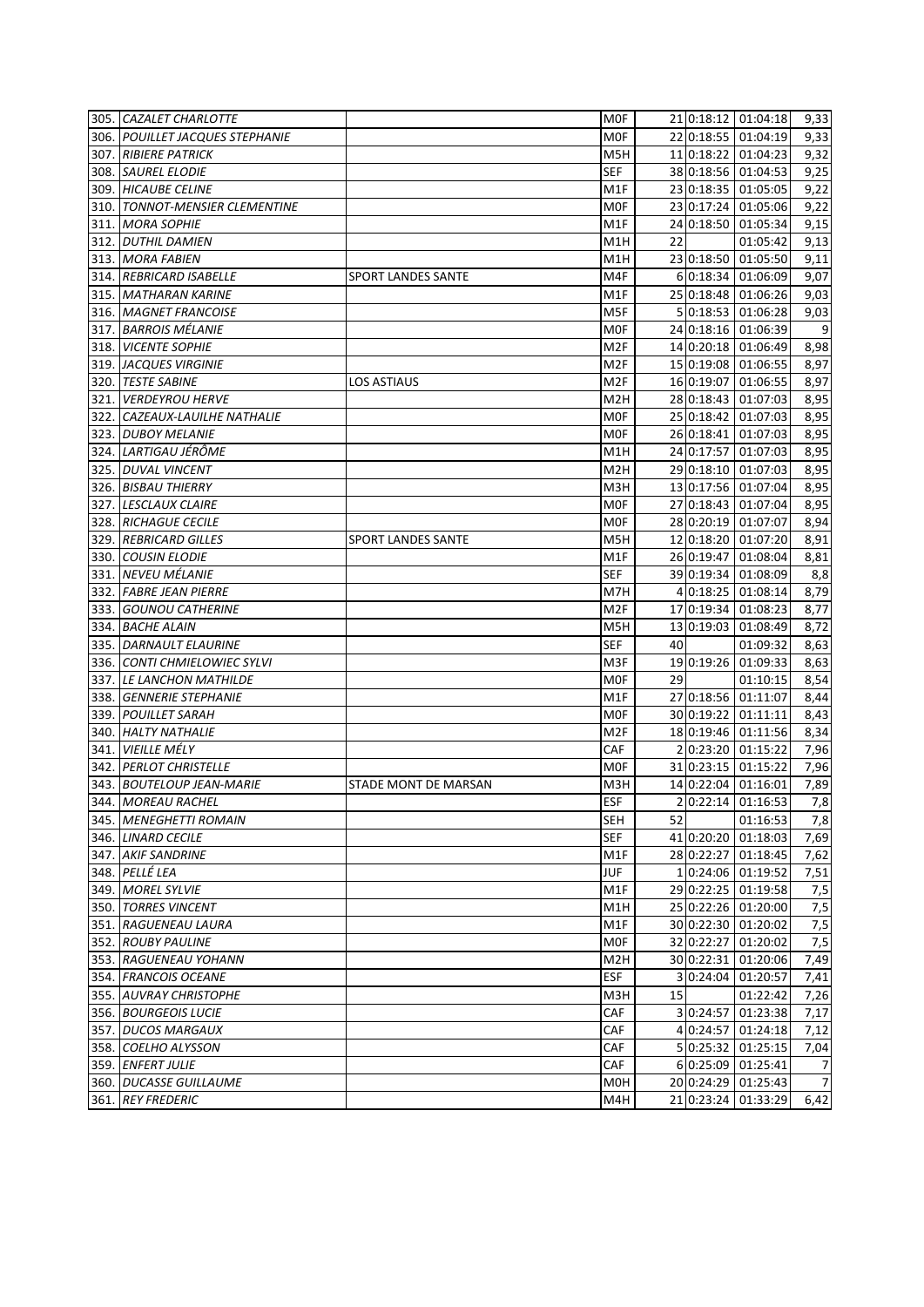| | | | | | | | |
|---|---|---|---|---|---|---|---|
| 305. | *CAZALET CHARLOTTE* | | M0F | 21 | 0:18:12 | 01:04:18 | 9,33 |
| 306. | *POUILLET JACQUES STEPHANIE* | | M0F | 22 | 0:18:55 | 01:04:19 | 9,33 |
| 307. | *RIBIERE PATRICK* | | M5H | 11 | 0:18:22 | 01:04:23 | 9,32 |
| 308. | *SAUREL ELODIE* | | SEF | 38 | 0:18:56 | 01:04:53 | 9,25 |
| 309. | *HICAUBE CELINE* | | M1F | 23 | 0:18:35 | 01:05:05 | 9,22 |
| 310. | *TONNOT-MENSIER CLEMENTINE* | | M0F | 23 | 0:17:24 | 01:05:06 | 9,22 |
| 311. | *MORA SOPHIE* | | M1F | 24 | 0:18:50 | 01:05:34 | 9,15 |
| 312. | *DUTHIL DAMIEN* | | M1H | 22 | | 01:05:42 | 9,13 |
| 313. | *MORA FABIEN* | | M1H | 23 | 0:18:50 | 01:05:50 | 9,11 |
| 314. | *REBRICARD ISABELLE* | SPORT LANDES SANTE | M4F | 6 | 0:18:34 | 01:06:09 | 9,07 |
| 315. | *MATHARAN KARINE* | | M1F | 25 | 0:18:48 | 01:06:26 | 9,03 |
| 316. | *MAGNET FRANCOISE* | | M5F | 5 | 0:18:53 | 01:06:28 | 9,03 |
| 317. | *BARROIS MÉLANIE* | | M0F | 24 | 0:18:16 | 01:06:39 | 9 |
| 318. | *VICENTE SOPHIE* | | M2F | 14 | 0:20:18 | 01:06:49 | 8,98 |
| 319. | *JACQUES VIRGINIE* | | M2F | 15 | 0:19:08 | 01:06:55 | 8,97 |
| 320. | *TESTE SABINE* | LOS ASTIAUS | M2F | 16 | 0:19:07 | 01:06:55 | 8,97 |
| 321. | *VERDEYROU HERVE* | | M2H | 28 | 0:18:43 | 01:07:03 | 8,95 |
| 322. | *CAZEAUX-LAUILHE NATHALIE* | | M0F | 25 | 0:18:42 | 01:07:03 | 8,95 |
| 323. | *DUBOY MELANIE* | | M0F | 26 | 0:18:41 | 01:07:03 | 8,95 |
| 324. | *LARTIGAU JÉRÔME* | | M1H | 24 | 0:17:57 | 01:07:03 | 8,95 |
| 325. | *DUVAL VINCENT* | | M2H | 29 | 0:18:10 | 01:07:03 | 8,95 |
| 326. | *BISBAU THIERRY* | | M3H | 13 | 0:17:56 | 01:07:04 | 8,95 |
| 327. | *LESCLAUX CLAIRE* | | M0F | 27 | 0:18:43 | 01:07:04 | 8,95 |
| 328. | *RICHAGUE CECILE* | | M0F | 28 | 0:20:19 | 01:07:07 | 8,94 |
| 329. | *REBRICARD GILLES* | SPORT LANDES SANTE | M5H | 12 | 0:18:20 | 01:07:20 | 8,91 |
| 330. | *COUSIN ELODIE* | | M1F | 26 | 0:19:47 | 01:08:04 | 8,81 |
| 331. | *NEVEU MÉLANIE* | | SEF | 39 | 0:19:34 | 01:08:09 | 8,8 |
| 332. | *FABRE JEAN PIERRE* | | M7H | 4 | 0:18:25 | 01:08:14 | 8,79 |
| 333. | *GOUNOU CATHERINE* | | M2F | 17 | 0:19:34 | 01:08:23 | 8,77 |
| 334. | *BACHE ALAIN* | | M5H | 13 | 0:19:03 | 01:08:49 | 8,72 |
| 335. | *DARNAULT ELAURINE* | | SEF | 40 | | 01:09:32 | 8,63 |
| 336. | *CONTI CHMIELOWIEC SYLVI* | | M3F | 19 | 0:19:26 | 01:09:33 | 8,63 |
| 337. | *LE LANCHON MATHILDE* | | M0F | 29 | | 01:10:15 | 8,54 |
| 338. | *GENNERIE STEPHANIE* | | M1F | 27 | 0:18:56 | 01:11:07 | 8,44 |
| 339. | *POUILLET SARAH* | | M0F | 30 | 0:19:22 | 01:11:11 | 8,43 |
| 340. | *HALTY NATHALIE* | | M2F | 18 | 0:19:46 | 01:11:56 | 8,34 |
| 341. | *VIEILLE MÉLY* | | CAF | 2 | 0:23:20 | 01:15:22 | 7,96 |
| 342. | *PERLOT CHRISTELLE* | | M0F | 31 | 0:23:15 | 01:15:22 | 7,96 |
| 343. | *BOUTELOUP JEAN-MARIE* | STADE MONT DE MARSAN | M3H | 14 | 0:22:04 | 01:16:01 | 7,89 |
| 344. | *MOREAU RACHEL* | | ESF | 2 | 0:22:14 | 01:16:53 | 7,8 |
| 345. | *MENEGHETTI ROMAIN* | | SEH | 52 | | 01:16:53 | 7,8 |
| 346. | *LINARD CECILE* | | SEF | 41 | 0:20:20 | 01:18:03 | 7,69 |
| 347. | *AKIF SANDRINE* | | M1F | 28 | 0:22:27 | 01:18:45 | 7,62 |
| 348. | *PELLÉ LEA* | | JUF | 1 | 0:24:06 | 01:19:52 | 7,51 |
| 349. | *MOREL SYLVIE* | | M1F | 29 | 0:22:25 | 01:19:58 | 7,5 |
| 350. | *TORRES VINCENT* | | M1H | 25 | 0:22:26 | 01:20:00 | 7,5 |
| 351. | *RAGUENEAU LAURA* | | M1F | 30 | 0:22:30 | 01:20:02 | 7,5 |
| 352. | *ROUBY PAULINE* | | M0F | 32 | 0:22:27 | 01:20:02 | 7,5 |
| 353. | *RAGUENEAU YOHANN* | | M2H | 30 | 0:22:31 | 01:20:06 | 7,49 |
| 354. | *FRANCOIS OCEANE* | | ESF | 3 | 0:24:04 | 01:20:57 | 7,41 |
| 355. | *AUVRAY CHRISTOPHE* | | M3H | 15 | | 01:22:42 | 7,26 |
| 356. | *BOURGEOIS LUCIE* | | CAF | 3 | 0:24:57 | 01:23:38 | 7,17 |
| 357. | *DUCOS MARGAUX* | | CAF | 4 | 0:24:57 | 01:24:18 | 7,12 |
| 358. | *COELHO ALYSSON* | | CAF | 5 | 0:25:32 | 01:25:15 | 7,04 |
| 359. | *ENFERT JULIE* | | CAF | 6 | 0:25:09 | 01:25:41 | 7 |
| 360. | *DUCASSE GUILLAUME* | | M0H | 20 | 0:24:29 | 01:25:43 | 7 |
| 361. | *REY FREDERIC* | | M4H | 21 | 0:23:24 | 01:33:29 | 6,42 |